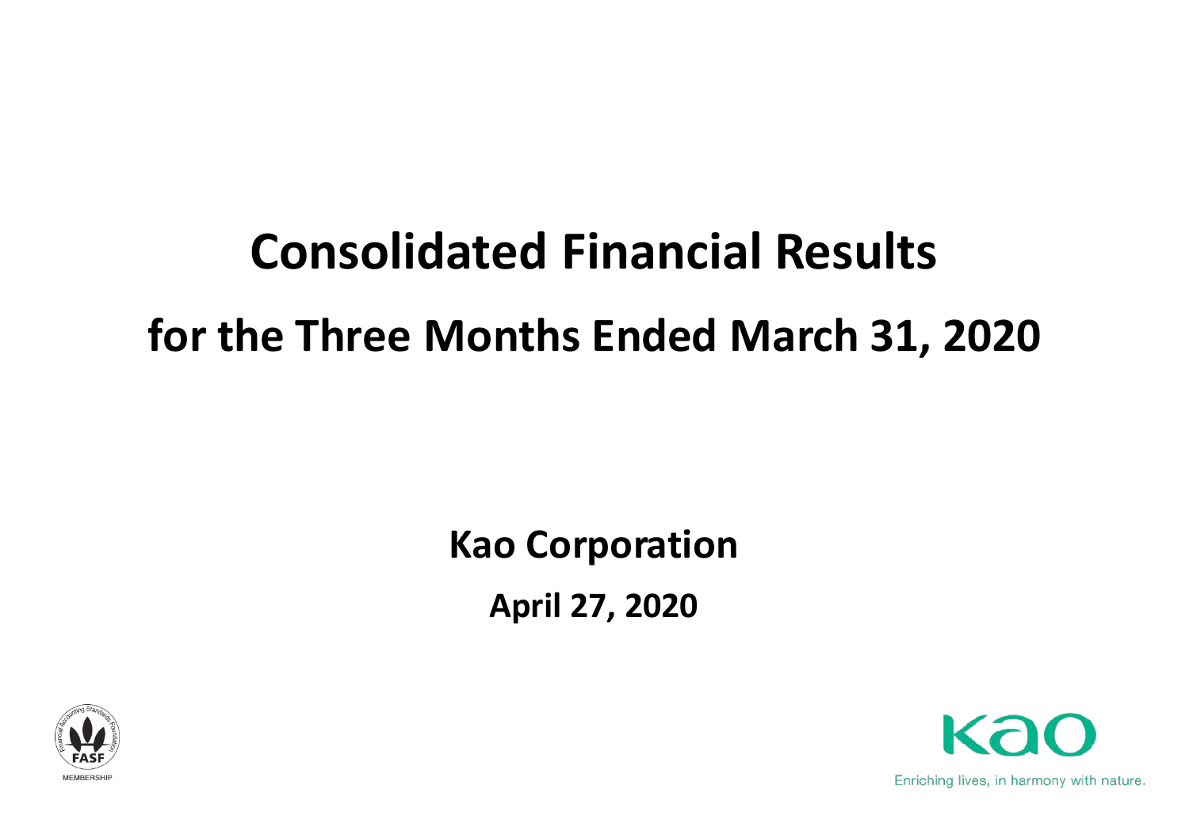# Consolidated Financial Results

# for the Three Months Ended March 31, 2020

**Kao Corporation**

**April 27, 2020**

FASF MEMBERSHIP

Kao

Enriching lives, in harmony with nature.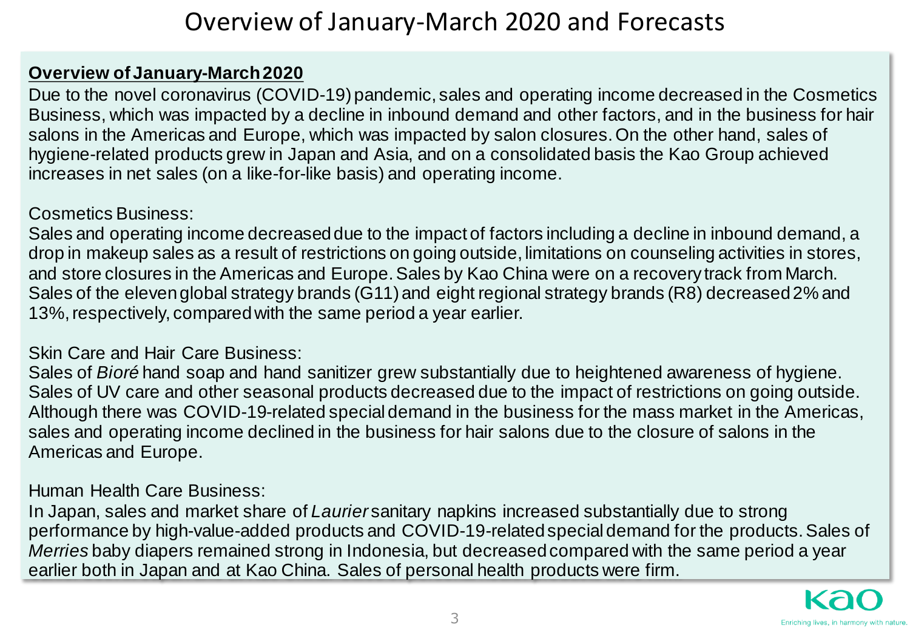# Overview of January-March 2020 and Forecasts

**Overview of January-March 2020**

Due to the novel coronavirus (COVID-19) pandemic, sales and operating income decreased in the Cosmetics Business, which was impacted by a decline in inbound demand and other factors, and in the business for hair salons in the Americas and Europe, which was impacted by salon closures. On the other hand, sales of hygiene-related products grew in Japan and Asia, and on a consolidated basis the Kao Group achieved increases in net sales (on a like-for-like basis) and operating income.

Cosmetics Business:
Sales and operating income decreased due to the impact of factors including a decline in inbound demand, a drop in makeup sales as a result of restrictions on going outside, limitations on counseling activities in stores, and store closures in the Americas and Europe. Sales by Kao China were on a recovery track from March. Sales of the eleven global strategy brands (G11) and eight regional strategy brands (R8) decreased 2% and 13%, respectively, compared with the same period a year earlier.

Skin Care and Hair Care Business:
Sales of *Bioré* hand soap and hand sanitizer grew substantially due to heightened awareness of hygiene. Sales of UV care and other seasonal products decreased due to the impact of restrictions on going outside. Although there was COVID-19-related special demand in the business for the mass market in the Americas, sales and operating income declined in the business for hair salons due to the closure of salons in the Americas and Europe.

Human Health Care Business:
In Japan, sales and market share of *Laurier* sanitary napkins increased substantially due to strong performance by high-value-added products and COVID-19-related special demand for the products. Sales of *Merries* baby diapers remained strong in Indonesia, but decreased compared with the same period a year earlier both in Japan and at Kao China. Sales of personal health products were firm.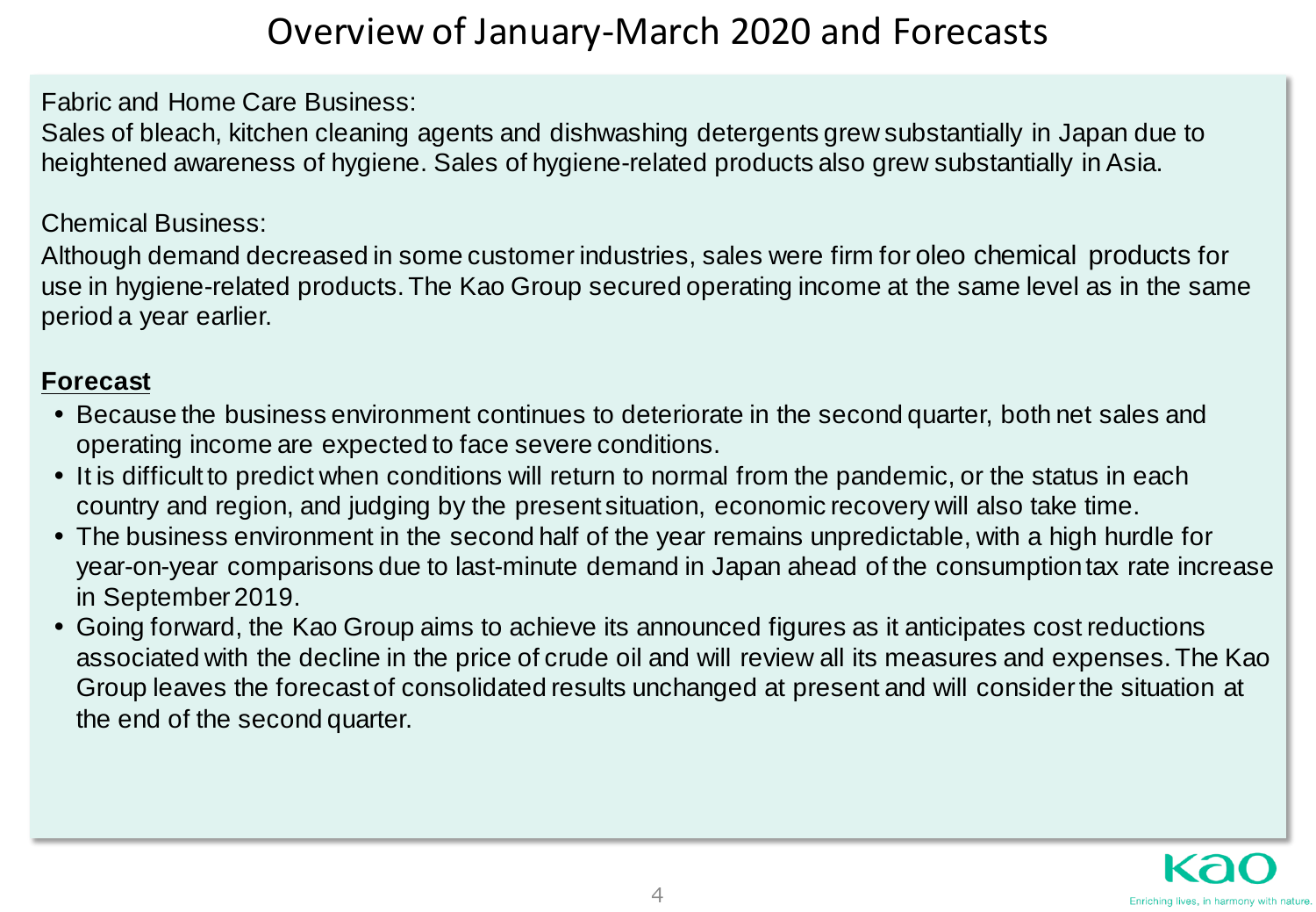# Overview of January-March 2020 and Forecasts

Fabric and Home Care Business:
Sales of bleach, kitchen cleaning agents and dishwashing detergents grew substantially in Japan due to heightened awareness of hygiene. Sales of hygiene-related products also grew substantially in Asia.

Chemical Business:
Although demand decreased in some customer industries, sales were firm for oleo chemical products for use in hygiene-related products. The Kao Group secured operating income at the same level as in the same period a year earlier.

**Forecast**

- Because the business environment continues to deteriorate in the second quarter, both net sales and operating income are expected to face severe conditions.
- It is difficult to predict when conditions will return to normal from the pandemic, or the status in each country and region, and judging by the present situation, economic recovery will also take time.
- The business environment in the second half of the year remains unpredictable, with a high hurdle for year-on-year comparisons due to last-minute demand in Japan ahead of the consumption tax rate increase in September 2019.
- Going forward, the Kao Group aims to achieve its announced figures as it anticipates cost reductions associated with the decline in the price of crude oil and will review all its measures and expenses. The Kao Group leaves the forecast of consolidated results unchanged at present and will consider the situation at the end of the second quarter.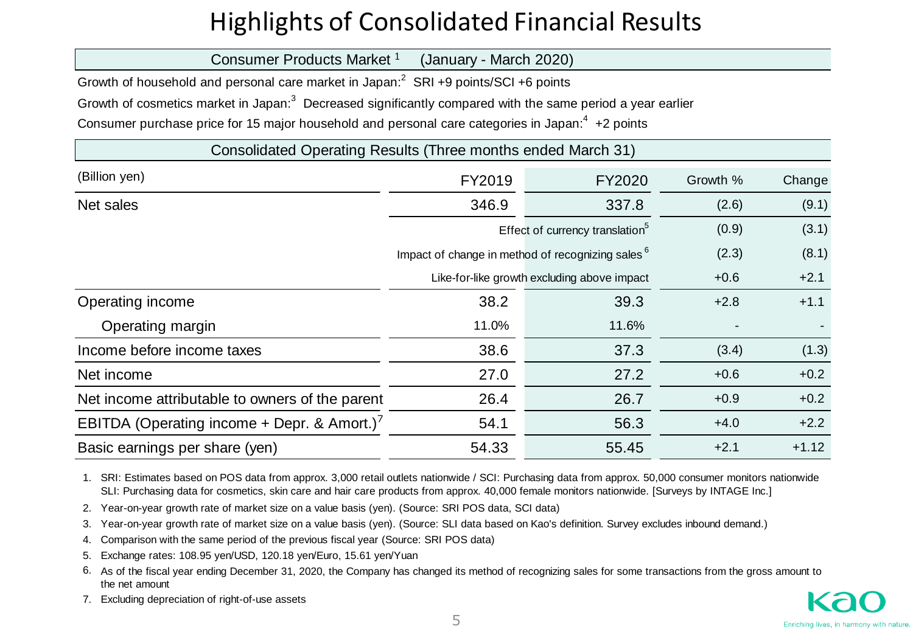# Highlights of Consolidated Financial Results

## Consumer Products Market [1] (January - March 2020)

Growth of household and personal care market in Japan:[2] SRI +9 points/SCI +6 points

Growth of cosmetics market in Japan:[3] Decreased significantly compared with the same period a year earlier

Consumer purchase price for 15 major household and personal care categories in Japan:[4] +2 points

## Consolidated Operating Results (Three months ended March 31)

| (Billion yen) | FY2019 | FY2020 | Growth % | Change |
|---|---|---|---|---|
| Net sales | 346.9 | 337.8 | (2.6) | (9.1) |
| Effect of currency translation[5] | | | (0.9) | (3.1) |
| Impact of change in method of recognizing sales[6] | | | (2.3) | (8.1) |
| Like-for-like growth excluding above impact | | | +0.6 | +2.1 |
| Operating income | 38.2 | 39.3 | +2.8 | +1.1 |
| Operating margin | 11.0% | 11.6% | - | - |
| Income before income taxes | 38.6 | 37.3 | (3.4) | (1.3) |
| Net income | 27.0 | 27.2 | +0.6 | +0.2 |
| Net income attributable to owners of the parent | 26.4 | 26.7 | +0.9 | +0.2 |
| EBITDA (Operating income + Depr. & Amort.)[7] | 54.1 | 56.3 | +4.0 | +2.2 |
| Basic earnings per share (yen) | 54.33 | 55.45 | +2.1 | +1.12 |

1. SRI: Estimates based on POS data from approx. 3,000 retail outlets nationwide / SCI: Purchasing data from approx. 50,000 consumer monitors nationwide
   SLI: Purchasing data for cosmetics, skin care and hair care products from approx. 40,000 female monitors nationwide. [Surveys by INTAGE Inc.]
2. Year-on-year growth rate of market size on a value basis (yen). (Source: SRI POS data, SCI data)
3. Year-on-year growth rate of market size on a value basis (yen). (Source: SLI data based on Kao's definition. Survey excludes inbound demand.)
4. Comparison with the same period of the previous fiscal year (Source: SRI POS data)
5. Exchange rates: 108.95 yen/USD, 120.18 yen/Euro, 15.61 yen/Yuan
6. As of the fiscal year ending December 31, 2020, the Company has changed its method of recognizing sales for some transactions from the gross amount to the net amount
7. Excluding depreciation of right-of-use assets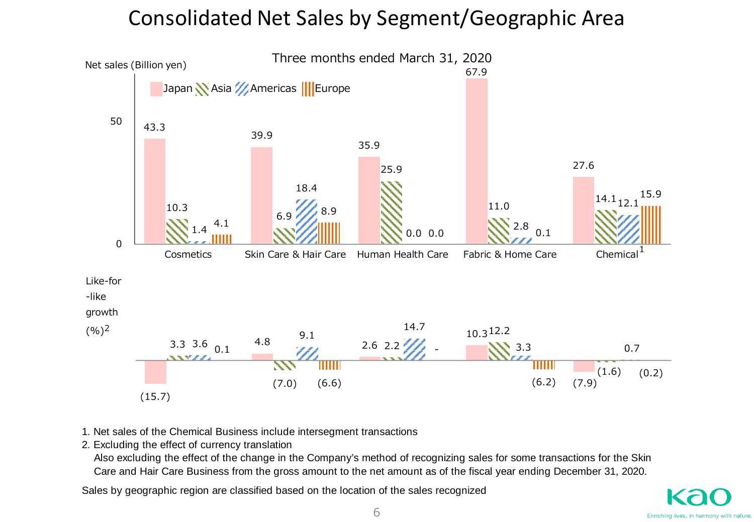# Consolidated Net Sales by Segment/Geographic Area

Three months ended March 31, 2020

**Net sales (Billion yen)**

| Segment | Japan | Asia | Americas | Europe |
|---|---|---|---|---|
| Cosmetics | 43.3 | 10.3 | 1.4 | 4.1 |
| Skin Care & Hair Care | 39.9 | 6.9 | 18.4 | 8.9 |
| Human Health Care | 35.9 | 25.9 | 0.0 | 0.0 |
| Fabric & Home Care | 67.9 | 11.0 | 2.8 | 0.1 |
| Chemical[1] | 27.6 | 14.1 | 12.1 | 15.9 |

**Like-for-like growth (%)[2]**

| Segment | Japan | Asia | Americas | Europe |
|---|---|---|---|---|
| Cosmetics | (15.7) | 3.3 | 3.6 | 0.1 |
| Skin Care & Hair Care | 4.8 | (7.0) | 9.1 | (6.6) |
| Human Health Care | 2.6 | 2.2 | 14.7 | - |
| Fabric & Home Care | 10.3 | 12.2 | 3.3 | (6.2) |
| Chemical[1] | (7.9) | (1.6) | 0.7 | (0.2) |

1. Net sales of the Chemical Business include intersegment transactions
2. Excluding the effect of currency translation
   Also excluding the effect of the change in the Company's method of recognizing sales for some transactions for the Skin Care and Hair Care Business from the gross amount to the net amount as of the fiscal year ending December 31, 2020.

Sales by geographic region are classified based on the location of the sales recognized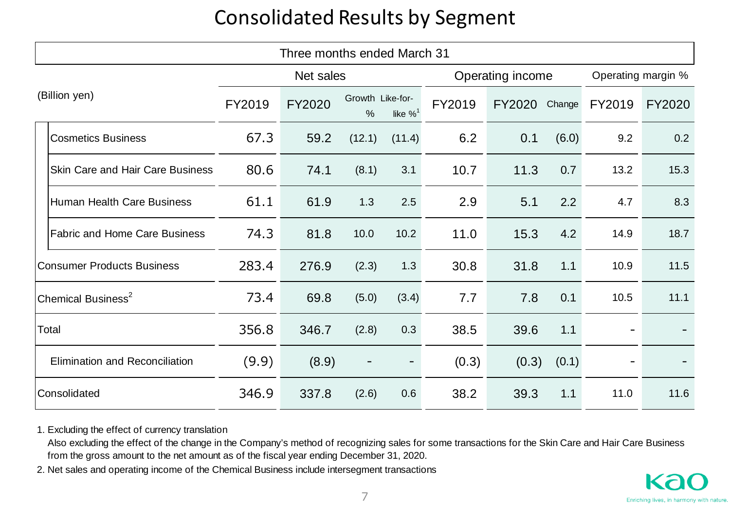# Consolidated Results by Segment

| Three months ended March 31 | | | | | | | | | |
|---|---|---|---|---|---|---|---|---|---|
| (Billion yen) | Net sales | | | | Operating income | | | Operating margin % | |
| | FY2019 | FY2020 | Growth % | Like-for-like %[1] | FY2019 | FY2020 | Change | FY2019 | FY2020 |
| Cosmetics Business | 67.3 | 59.2 | (12.1) | (11.4) | 6.2 | 0.1 | (6.0) | 9.2 | 0.2 |
| Skin Care and Hair Care Business | 80.6 | 74.1 | (8.1) | 3.1 | 10.7 | 11.3 | 0.7 | 13.2 | 15.3 |
| Human Health Care Business | 61.1 | 61.9 | 1.3 | 2.5 | 2.9 | 5.1 | 2.2 | 4.7 | 8.3 |
| Fabric and Home Care Business | 74.3 | 81.8 | 10.0 | 10.2 | 11.0 | 15.3 | 4.2 | 14.9 | 18.7 |
| Consumer Products Business | 283.4 | 276.9 | (2.3) | 1.3 | 30.8 | 31.8 | 1.1 | 10.9 | 11.5 |
| Chemical Business[2] | 73.4 | 69.8 | (5.0) | (3.4) | 7.7 | 7.8 | 0.1 | 10.5 | 11.1 |
| Total | 356.8 | 346.7 | (2.8) | 0.3 | 38.5 | 39.6 | 1.1 | - | - |
| Elimination and Reconciliation | (9.9) | (8.9) | - | - | (0.3) | (0.3) | (0.1) | - | - |
| Consolidated | 346.9 | 337.8 | (2.6) | 0.6 | 38.2 | 39.3 | 1.1 | 11.0 | 11.6 |

1. Excluding the effect of currency translation
   Also excluding the effect of the change in the Company's method of recognizing sales for some transactions for the Skin Care and Hair Care Business from the gross amount to the net amount as of the fiscal year ending December 31, 2020.
2. Net sales and operating income of the Chemical Business include intersegment transactions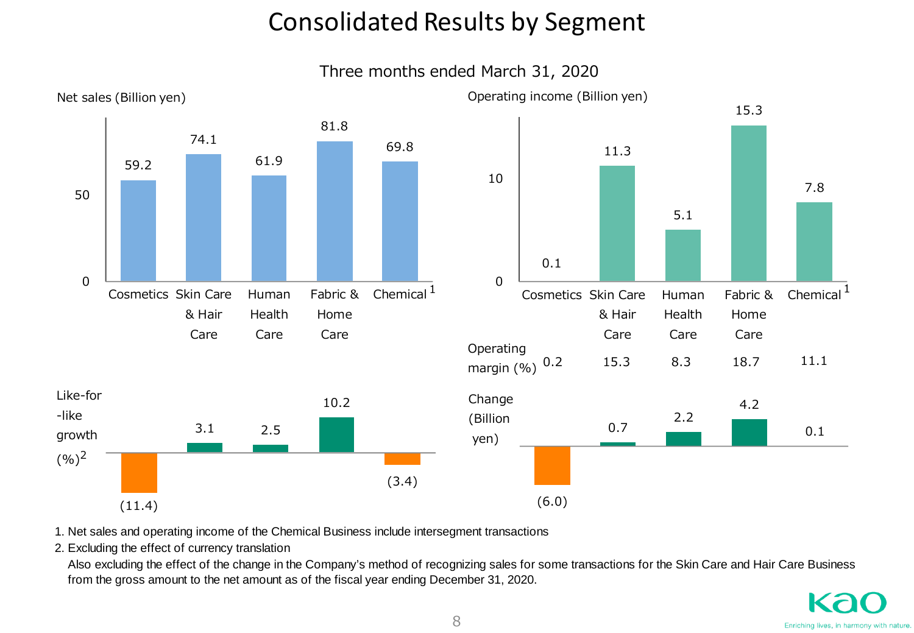# Consolidated Results by Segment

## Three months ended March 31, 2020

| | Cosmetics | Skin Care & Hair Care | Human Health Care | Fabric & Home Care | Chemical[1] |
|---|---|---|---|---|---|
| Net sales (Billion yen) | 59.2 | 74.1 | 61.9 | 81.8 | 69.8 |
| Like-for-like growth (%)[2] | (11.4) | 3.1 | 2.5 | 10.2 | (3.4) |
| Operating income (Billion yen) | 0.1 | 11.3 | 5.1 | 15.3 | 7.8 |
| Operating margin (%) | 0.2 | 15.3 | 8.3 | 18.7 | 11.1 |
| Change (Billion yen) | (6.0) | 0.7 | 2.2 | 4.2 | 0.1 |

1. Net sales and operating income of the Chemical Business include intersegment transactions
2. Excluding the effect of currency translation
   Also excluding the effect of the change in the Company's method of recognizing sales for some transactions for the Skin Care and Hair Care Business from the gross amount to the net amount as of the fiscal year ending December 31, 2020.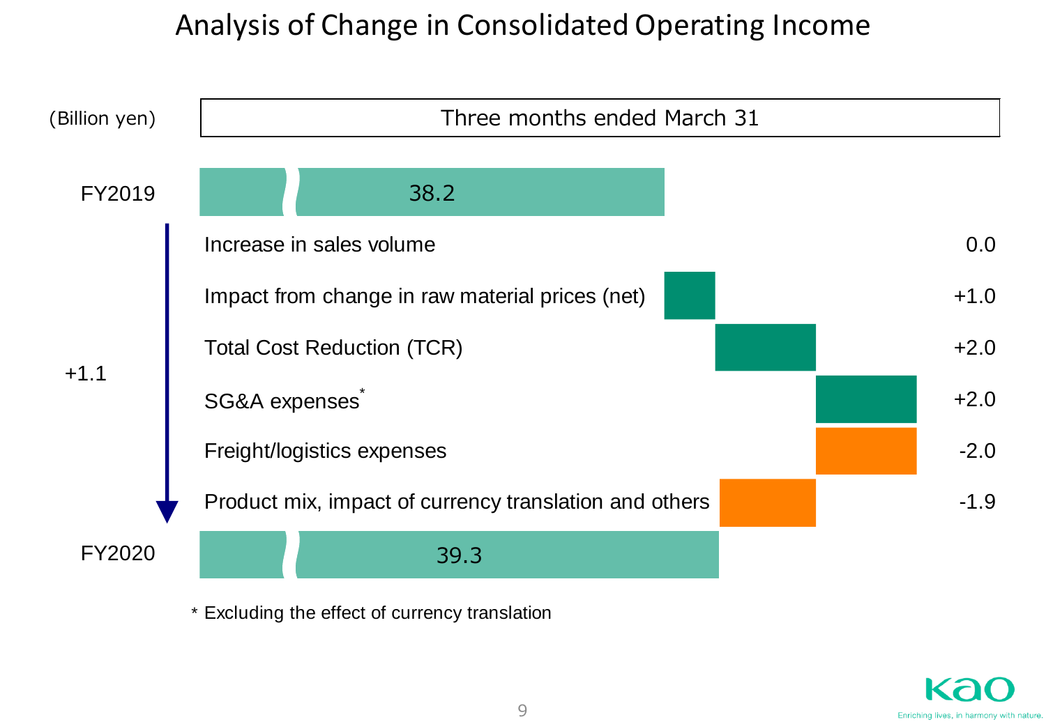# Analysis of Change in Consolidated Operating Income

(Billion yen)

| | Three months ended March 31 |
|---|---|
| FY2019 | 38.2 |
| Increase in sales volume | 0.0 |
| Impact from change in raw material prices (net) | +1.0 |
| Total Cost Reduction (TCR) | +2.0 |
| SG&A expenses* | +2.0 |
| Freight/logistics expenses | -2.0 |
| Product mix, impact of currency translation and others | -1.9 |
| FY2020 | 39.3 |

Change from FY2019 to FY2020: +1.1

\* Excluding the effect of currency translation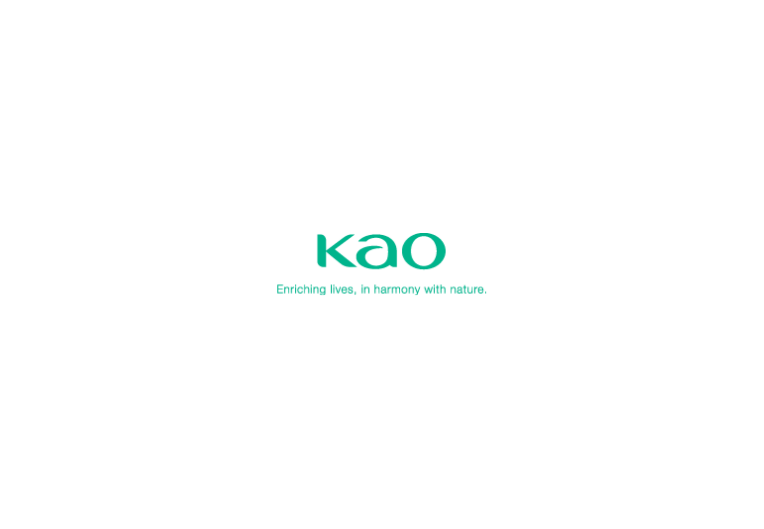Kao

Enriching lives, in harmony with nature.